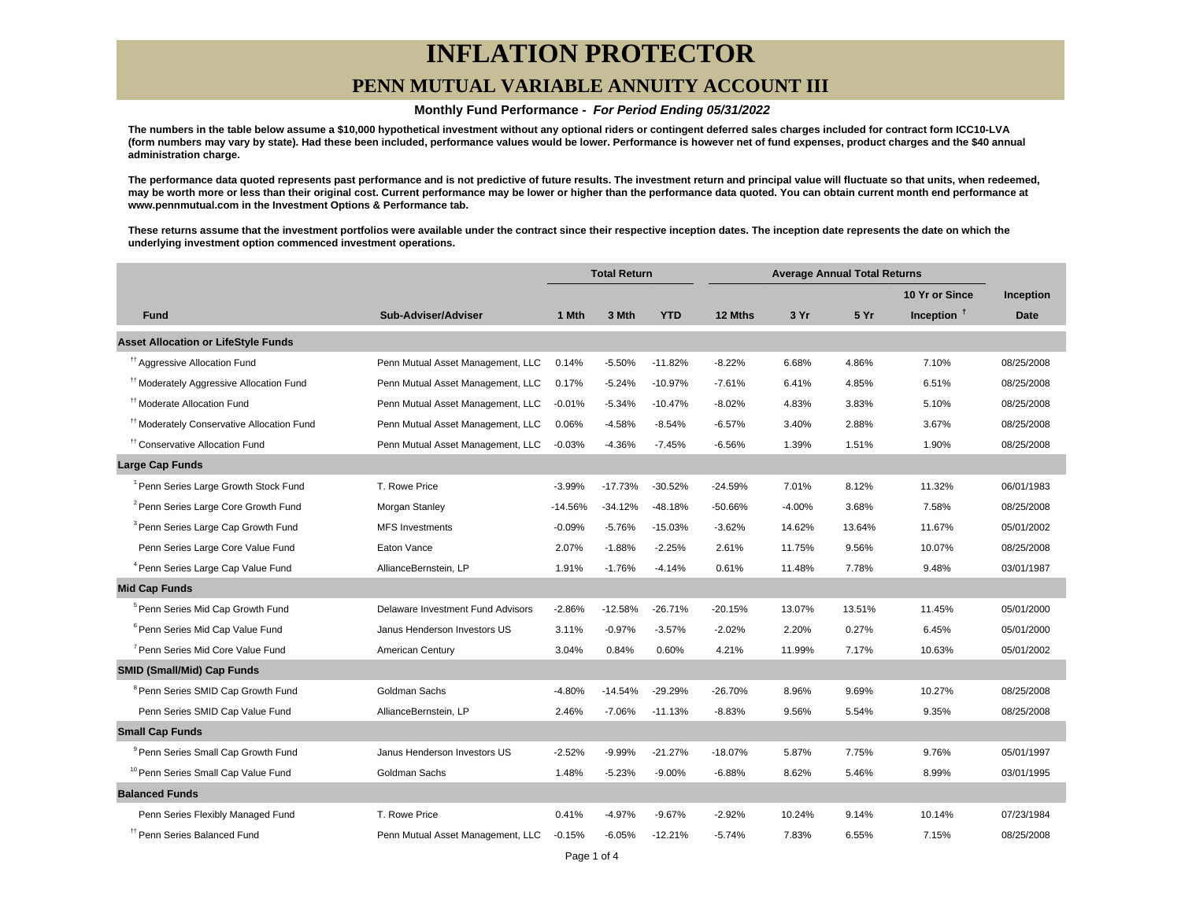# INFLATION PROTECTOR

## PENN MUTUAL VARIABLE ANNUITY ACCOUNT III

**Monthly Fund Performance -** ***For Period Ending 05/31/2022***

**The numbers in the table below assume a $10,000 hypothetical investment without any optional riders or contingent deferred sales charges included for contract form ICC10-LVA (form numbers may vary by state). Had these been included, performance values would be lower. Performance is however net of fund expenses, product charges and the $40 annual administration charge.**

**The performance data quoted represents past performance and is not predictive of future results. The investment return and principal value will fluctuate so that units, when redeemed, may be worth more or less than their original cost. Current performance may be lower or higher than the performance data quoted. You can obtain current month end performance at www.pennmutual.com in the Investment Options & Performance tab.**

**These returns assume that the investment portfolios were available under the contract since their respective inception dates. The inception date represents the date on which the underlying investment option commenced investment operations.**

| | | Total Return | | | Average Annual Total Returns | | | | |
|---|---|---|---|---|---|---|---|---|---|
| **Fund** | **Sub-Adviser/Adviser** | **1 Mth** | **3 Mth** | **YTD** | **12 Mths** | **3 Yr** | **5 Yr** | **10 Yr or Since Inception [†]** | **Inception Date** |
| **Asset Allocation or LifeStyle Funds** | | | | | | | | | |
| [††] Aggressive Allocation Fund | Penn Mutual Asset Management, LLC | 0.14% | -5.50% | -11.82% | -8.22% | 6.68% | 4.86% | 7.10% | 08/25/2008 |
| [††] Moderately Aggressive Allocation Fund | Penn Mutual Asset Management, LLC | 0.17% | -5.24% | -10.97% | -7.61% | 6.41% | 4.85% | 6.51% | 08/25/2008 |
| [††] Moderate Allocation Fund | Penn Mutual Asset Management, LLC | -0.01% | -5.34% | -10.47% | -8.02% | 4.83% | 3.83% | 5.10% | 08/25/2008 |
| [††] Moderately Conservative Allocation Fund | Penn Mutual Asset Management, LLC | 0.06% | -4.58% | -8.54% | -6.57% | 3.40% | 2.88% | 3.67% | 08/25/2008 |
| [††] Conservative Allocation Fund | Penn Mutual Asset Management, LLC | -0.03% | -4.36% | -7.45% | -6.56% | 1.39% | 1.51% | 1.90% | 08/25/2008 |
| **Large Cap Funds** | | | | | | | | | |
| [1] Penn Series Large Growth Stock Fund | T. Rowe Price | -3.99% | -17.73% | -30.52% | -24.59% | 7.01% | 8.12% | 11.32% | 06/01/1983 |
| [2] Penn Series Large Core Growth Fund | Morgan Stanley | -14.56% | -34.12% | -48.18% | -50.66% | -4.00% | 3.68% | 7.58% | 08/25/2008 |
| [3] Penn Series Large Cap Growth Fund | MFS Investments | -0.09% | -5.76% | -15.03% | -3.62% | 14.62% | 13.64% | 11.67% | 05/01/2002 |
| Penn Series Large Core Value Fund | Eaton Vance | 2.07% | -1.88% | -2.25% | 2.61% | 11.75% | 9.56% | 10.07% | 08/25/2008 |
| [4] Penn Series Large Cap Value Fund | AllianceBernstein, LP | 1.91% | -1.76% | -4.14% | 0.61% | 11.48% | 7.78% | 9.48% | 03/01/1987 |
| **Mid Cap Funds** | | | | | | | | | |
| [5] Penn Series Mid Cap Growth Fund | Delaware Investment Fund Advisors | -2.86% | -12.58% | -26.71% | -20.15% | 13.07% | 13.51% | 11.45% | 05/01/2000 |
| [6] Penn Series Mid Cap Value Fund | Janus Henderson Investors US | 3.11% | -0.97% | -3.57% | -2.02% | 2.20% | 0.27% | 6.45% | 05/01/2000 |
| [7] Penn Series Mid Core Value Fund | American Century | 3.04% | 0.84% | 0.60% | 4.21% | 11.99% | 7.17% | 10.63% | 05/01/2002 |
| **SMID (Small/Mid) Cap Funds** | | | | | | | | | |
| [8] Penn Series SMID Cap Growth Fund | Goldman Sachs | -4.80% | -14.54% | -29.29% | -26.70% | 8.96% | 9.69% | 10.27% | 08/25/2008 |
| Penn Series SMID Cap Value Fund | AllianceBernstein, LP | 2.46% | -7.06% | -11.13% | -8.83% | 9.56% | 5.54% | 9.35% | 08/25/2008 |
| **Small Cap Funds** | | | | | | | | | |
| [9] Penn Series Small Cap Growth Fund | Janus Henderson Investors US | -2.52% | -9.99% | -21.27% | -18.07% | 5.87% | 7.75% | 9.76% | 05/01/1997 |
| [10] Penn Series Small Cap Value Fund | Goldman Sachs | 1.48% | -5.23% | -9.00% | -6.88% | 8.62% | 5.46% | 8.99% | 03/01/1995 |
| **Balanced Funds** | | | | | | | | | |
| Penn Series Flexibly Managed Fund | T. Rowe Price | 0.41% | -4.97% | -9.67% | -2.92% | 10.24% | 9.14% | 10.14% | 07/23/1984 |
| [††] Penn Series Balanced Fund | Penn Mutual Asset Management, LLC | -0.15% | -6.05% | -12.21% | -5.74% | 7.83% | 6.55% | 7.15% | 08/25/2008 |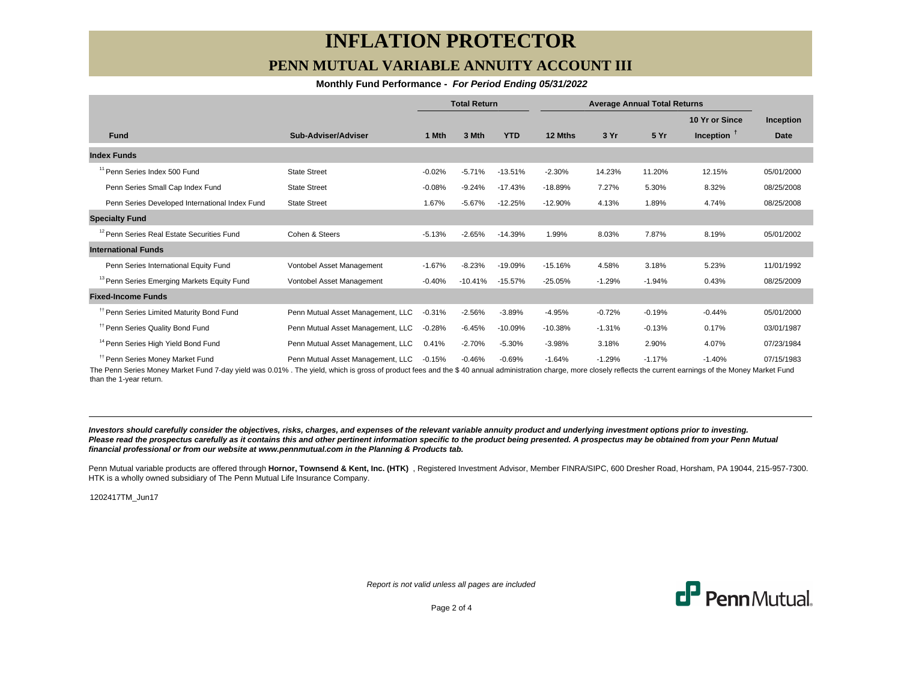# INFLATION PROTECTOR

## PENN MUTUAL VARIABLE ANNUITY ACCOUNT III

**Monthly Fund Performance -** ***For Period Ending 05/31/2022***

| | | Total Return | | | Average Annual Total Returns | | | | |
|---|---|---|---|---|---|---|---|---|---|
| **Fund** | **Sub-Adviser/Adviser** | **1 Mth** | **3 Mth** | **YTD** | **12 Mths** | **3 Yr** | **5 Yr** | **10 Yr or Since Inception** † | **Inception Date** |
| **Index Funds** | | | | | | | | | |
| [11] Penn Series Index 500 Fund | State Street | -0.02% | -5.71% | -13.51% | -2.30% | 14.23% | 11.20% | 12.15% | 05/01/2000 |
| Penn Series Small Cap Index Fund | State Street | -0.08% | -9.24% | -17.43% | -18.89% | 7.27% | 5.30% | 8.32% | 08/25/2008 |
| Penn Series Developed International Index Fund | State Street | 1.67% | -5.67% | -12.25% | -12.90% | 4.13% | 1.89% | 4.74% | 08/25/2008 |
| **Specialty Fund** | | | | | | | | | |
| [12] Penn Series Real Estate Securities Fund | Cohen & Steers | -5.13% | -2.65% | -14.39% | 1.99% | 8.03% | 7.87% | 8.19% | 05/01/2002 |
| **International Funds** | | | | | | | | | |
| Penn Series International Equity Fund | Vontobel Asset Management | -1.67% | -8.23% | -19.09% | -15.16% | 4.58% | 3.18% | 5.23% | 11/01/1992 |
| [13] Penn Series Emerging Markets Equity Fund | Vontobel Asset Management | -0.40% | -10.41% | -15.57% | -25.05% | -1.29% | -1.94% | 0.43% | 08/25/2009 |
| **Fixed-Income Funds** | | | | | | | | | |
| †† Penn Series Limited Maturity Bond Fund | Penn Mutual Asset Management, LLC | -0.31% | -2.56% | -3.89% | -4.95% | -0.72% | -0.19% | -0.44% | 05/01/2000 |
| †† Penn Series Quality Bond Fund | Penn Mutual Asset Management, LLC | -0.28% | -6.45% | -10.09% | -10.38% | -1.31% | -0.13% | 0.17% | 03/01/1987 |
| [14] Penn Series High Yield Bond Fund | Penn Mutual Asset Management, LLC | 0.41% | -2.70% | -5.30% | -3.98% | 3.18% | 2.90% | 4.07% | 07/23/1984 |
| †† Penn Series Money Market Fund | Penn Mutual Asset Management, LLC | -0.15% | -0.46% | -0.69% | -1.64% | -1.29% | -1.17% | -1.40% | 07/15/1983 |

The Penn Series Money Market Fund 7-day yield was 0.01% . The yield, which is gross of product fees and the $ 40 annual administration charge, more closely reflects the current earnings of the Money Market Fund than the 1-year return.

***Investors should carefully consider the objectives, risks, charges, and expenses of the relevant variable annuity product and underlying investment options prior to investing. Please read the prospectus carefully as it contains this and other pertinent information specific to the product being presented. A prospectus may be obtained from your Penn Mutual financial professional or from our website at www.pennmutual.com in the Planning & Products tab.***

Penn Mutual variable products are offered through **Hornor, Townsend & Kent, Inc. (HTK)** , Registered Investment Advisor, Member FINRA/SIPC, 600 Dresher Road, Horsham, PA 19044, 215-957-7300. HTK is a wholly owned subsidiary of The Penn Mutual Life Insurance Company.

1202417TM_Jun17

*Report is not valid unless all pages are included*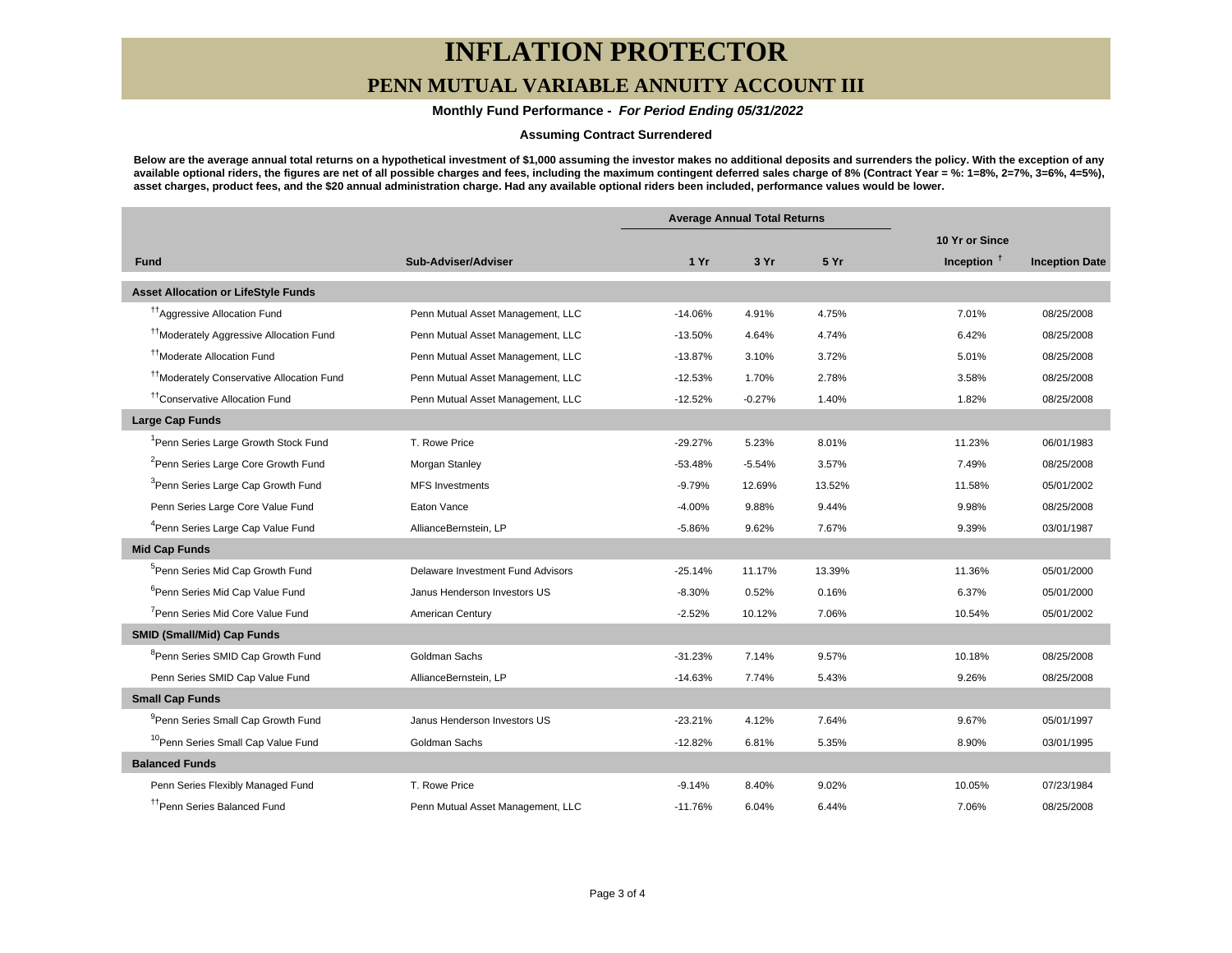# INFLATION PROTECTOR

## PENN MUTUAL VARIABLE ANNUITY ACCOUNT III

**Monthly Fund Performance -** ***For Period Ending 05/31/2022***

**Assuming Contract Surrendered**

**Below are the average annual total returns on a hypothetical investment of $1,000 assuming the investor makes no additional deposits and surrenders the policy. With the exception of any available optional riders, the figures are net of all possible charges and fees, including the maximum contingent deferred sales charge of 8% (Contract Year = %: 1=8%, 2=7%, 3=6%, 4=5%), asset charges, product fees, and the $20 annual administration charge. Had any available optional riders been included, performance values would be lower.**

| | | Average Annual Total Returns | | | | |
|---|---|---|---|---|---|---|
| **Fund** | **Sub-Adviser/Adviser** | **1 Yr** | **3 Yr** | **5 Yr** | **10 Yr or Since Inception †** | **Inception Date** |
| **Asset Allocation or LifeStyle Funds** | | | | | | |
| [††]Aggressive Allocation Fund | Penn Mutual Asset Management, LLC | -14.06% | 4.91% | 4.75% | 7.01% | 08/25/2008 |
| [††]Moderately Aggressive Allocation Fund | Penn Mutual Asset Management, LLC | -13.50% | 4.64% | 4.74% | 6.42% | 08/25/2008 |
| [††]Moderate Allocation Fund | Penn Mutual Asset Management, LLC | -13.87% | 3.10% | 3.72% | 5.01% | 08/25/2008 |
| [††]Moderately Conservative Allocation Fund | Penn Mutual Asset Management, LLC | -12.53% | 1.70% | 2.78% | 3.58% | 08/25/2008 |
| [††]Conservative Allocation Fund | Penn Mutual Asset Management, LLC | -12.52% | -0.27% | 1.40% | 1.82% | 08/25/2008 |
| **Large Cap Funds** | | | | | | |
| [1]Penn Series Large Growth Stock Fund | T. Rowe Price | -29.27% | 5.23% | 8.01% | 11.23% | 06/01/1983 |
| [2]Penn Series Large Core Growth Fund | Morgan Stanley | -53.48% | -5.54% | 3.57% | 7.49% | 08/25/2008 |
| [3]Penn Series Large Cap Growth Fund | MFS Investments | -9.79% | 12.69% | 13.52% | 11.58% | 05/01/2002 |
| Penn Series Large Core Value Fund | Eaton Vance | -4.00% | 9.88% | 9.44% | 9.98% | 08/25/2008 |
| [4]Penn Series Large Cap Value Fund | AllianceBernstein, LP | -5.86% | 9.62% | 7.67% | 9.39% | 03/01/1987 |
| **Mid Cap Funds** | | | | | | |
| [5]Penn Series Mid Cap Growth Fund | Delaware Investment Fund Advisors | -25.14% | 11.17% | 13.39% | 11.36% | 05/01/2000 |
| [6]Penn Series Mid Cap Value Fund | Janus Henderson Investors US | -8.30% | 0.52% | 0.16% | 6.37% | 05/01/2000 |
| [7]Penn Series Mid Core Value Fund | American Century | -2.52% | 10.12% | 7.06% | 10.54% | 05/01/2002 |
| **SMID (Small/Mid) Cap Funds** | | | | | | |
| [8]Penn Series SMID Cap Growth Fund | Goldman Sachs | -31.23% | 7.14% | 9.57% | 10.18% | 08/25/2008 |
| Penn Series SMID Cap Value Fund | AllianceBernstein, LP | -14.63% | 7.74% | 5.43% | 9.26% | 08/25/2008 |
| **Small Cap Funds** | | | | | | |
| [9]Penn Series Small Cap Growth Fund | Janus Henderson Investors US | -23.21% | 4.12% | 7.64% | 9.67% | 05/01/1997 |
| [10]Penn Series Small Cap Value Fund | Goldman Sachs | -12.82% | 6.81% | 5.35% | 8.90% | 03/01/1995 |
| **Balanced Funds** | | | | | | |
| Penn Series Flexibly Managed Fund | T. Rowe Price | -9.14% | 8.40% | 9.02% | 10.05% | 07/23/1984 |
| [††]Penn Series Balanced Fund | Penn Mutual Asset Management, LLC | -11.76% | 6.04% | 6.44% | 7.06% | 08/25/2008 |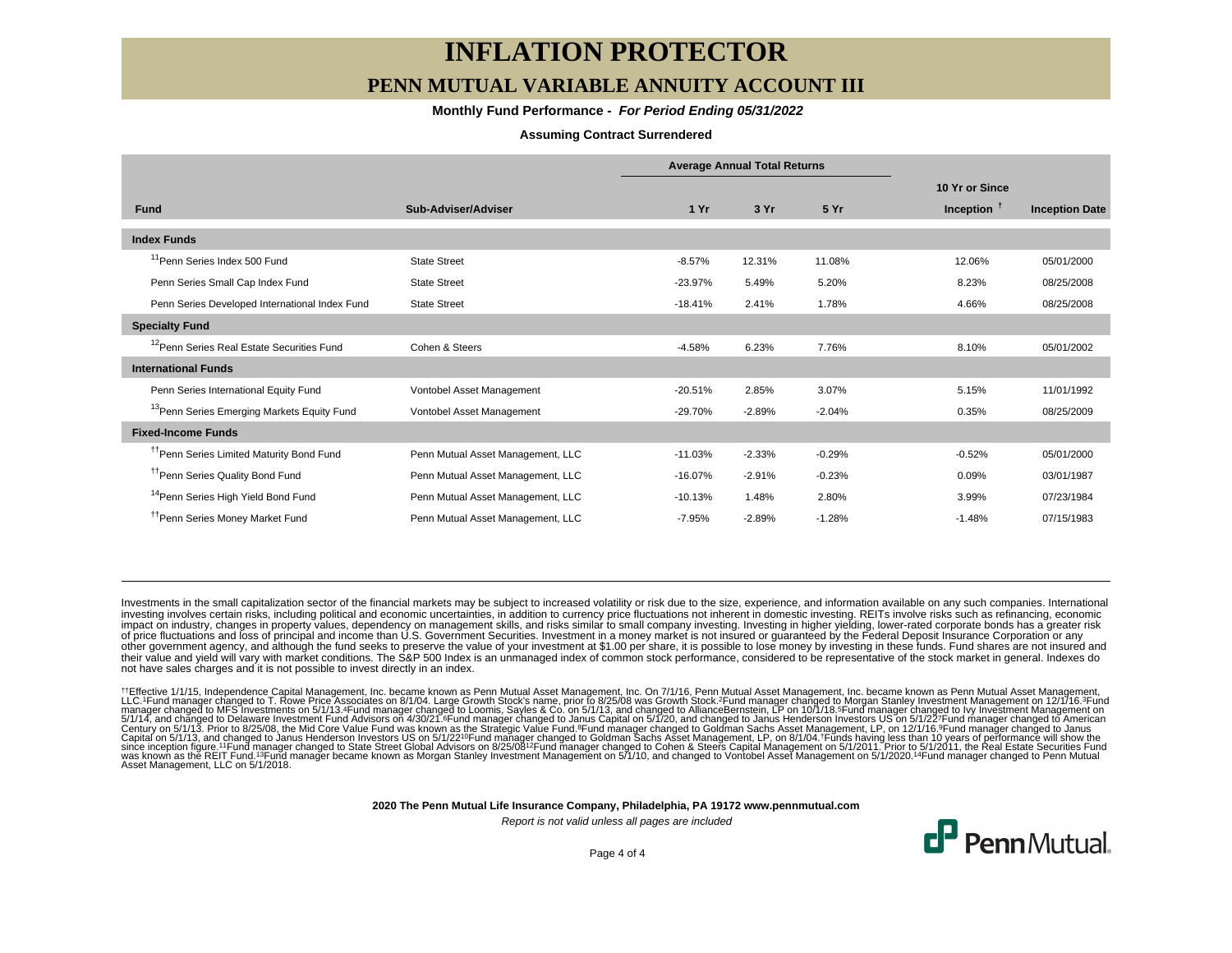# INFLATION PROTECTOR

## PENN MUTUAL VARIABLE ANNUITY ACCOUNT III

**Monthly Fund Performance - *For Period Ending 05/31/2022***

**Assuming Contract Surrendered**

| Fund | Sub-Adviser/Adviser | Average Annual Total Returns | | | | |
|---|---|---|---|---|---|---|
| | | 1 Yr | 3 Yr | 5 Yr | 10 Yr or Since Inception † | Inception Date |
| **Index Funds** | | | | | | |
| [11]Penn Series Index 500 Fund | State Street | -8.57% | 12.31% | 11.08% | 12.06% | 05/01/2000 |
| Penn Series Small Cap Index Fund | State Street | -23.97% | 5.49% | 5.20% | 8.23% | 08/25/2008 |
| Penn Series Developed International Index Fund | State Street | -18.41% | 2.41% | 1.78% | 4.66% | 08/25/2008 |
| **Specialty Fund** | | | | | | |
| [12]Penn Series Real Estate Securities Fund | Cohen & Steers | -4.58% | 6.23% | 7.76% | 8.10% | 05/01/2002 |
| **International Funds** | | | | | | |
| Penn Series International Equity Fund | Vontobel Asset Management | -20.51% | 2.85% | 3.07% | 5.15% | 11/01/1992 |
| [13]Penn Series Emerging Markets Equity Fund | Vontobel Asset Management | -29.70% | -2.89% | -2.04% | 0.35% | 08/25/2009 |
| **Fixed-Income Funds** | | | | | | |
| ††Penn Series Limited Maturity Bond Fund | Penn Mutual Asset Management, LLC | -11.03% | -2.33% | -0.29% | -0.52% | 05/01/2000 |
| ††Penn Series Quality Bond Fund | Penn Mutual Asset Management, LLC | -16.07% | -2.91% | -0.23% | 0.09% | 03/01/1987 |
| [14]Penn Series High Yield Bond Fund | Penn Mutual Asset Management, LLC | -10.13% | 1.48% | 2.80% | 3.99% | 07/23/1984 |
| ††Penn Series Money Market Fund | Penn Mutual Asset Management, LLC | -7.95% | -2.89% | -1.28% | -1.48% | 07/15/1983 |

Investments in the small capitalization sector of the financial markets may be subject to increased volatility or risk due to the size, experience, and information available on any such companies. International investing involves certain risks, including political and economic uncertainties, in addition to currency price fluctuations not inherent in domestic investing. REITs involve risks such as refinancing, economic impact on industry, changes in property values, dependency on management skills, and risks similar to small company investing. Investing in higher yielding, lower-rated corporate bonds has a greater risk of price fluctuations and loss of principal and income than U.S. Government Securities. Investment in a money market is not insured or guaranteed by the Federal Deposit Insurance Corporation or any other government agency, and although the fund seeks to preserve the value of your investment at $1.00 per share, it is possible to lose money by investing in these funds. Fund shares are not insured and their value and yield will vary with market conditions. The S&P 500 Index is an unmanaged index of common stock performance, considered to be representative of the stock market in general. Indexes do not have sales charges and it is not possible to invest directly in an index.

††Effective 1/1/15, Independence Capital Management, Inc. became known as Penn Mutual Asset Management, Inc. On 7/1/16, Penn Mutual Asset Management, Inc. became known as Penn Mutual Asset Management, LLC.[1]Fund manager changed to T. Rowe Price Associates on 8/1/04. Large Growth Stock's name, prior to 8/25/08 was Growth Stock.[2]Fund manager changed to Morgan Stanley Investment Management on 12/1/16.[3]Fund manager changed to MFS Investments on 5/1/13.[4]Fund manager changed to Loomis, Sayles & Co. on 5/1/13, and changed to AllianceBernstein, LP on 10/1/18.[5]Fund manager changed to Ivy Investment Management on 5/1/14, and changed to Delaware Investment Fund Advisors on 4/30/21.[6]Fund manager changed to Janus Capital on 5/1/20, and changed to Janus Henderson Investors US on 5/1/22[7]Fund manager changed to American Century on 5/1/13. Prior to 8/25/08, the Mid Core Value Fund was known as the Strategic Value Fund.[8]Fund manager changed to Goldman Sachs Asset Management, LP, on 12/1/16.[9]Fund manager changed to Janus Capital on 5/1/13, and changed to Janus Henderson Investors US on 5/1/22[10]Fund manager changed to Goldman Sachs Asset Management, LP, on 8/1/04.†Funds having less than 10 years of performance will show the since inception figure.[11]Fund manager changed to State Street Global Advisors on 8/25/08[12]Fund manager changed to Cohen & Steers Capital Management on 5/1/2011. Prior to 5/1/2011, the Real Estate Securities Fund was known as the REIT Fund.[13]Fund manager became known as Morgan Stanley Investment Management on 5/1/10, and changed to Vontobel Asset Management on 5/1/2020.[14]Fund manager changed to Penn Mutual Asset Management, LLC on 5/1/2018.

**2020 The Penn Mutual Life Insurance Company, Philadelphia, PA 19172 www.pennmutual.com**

*Report is not valid unless all pages are included*

Penn Mutual.